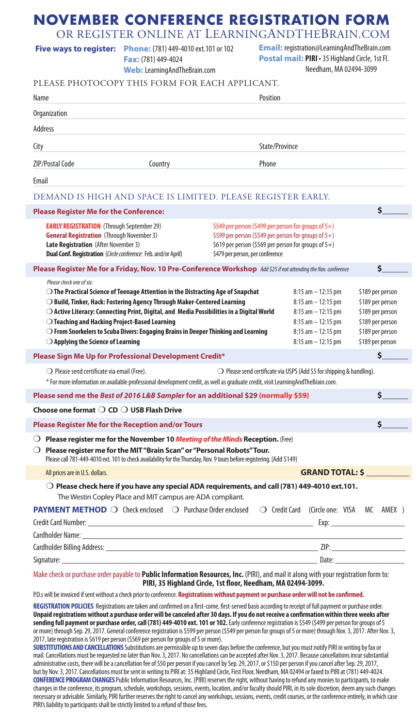# NOVEMBER CONFERENCE REGISTRATION FORM

## OR REGISTER ONLINE AT LEARNINGANDTHEBRAIN.COM

**Five ways to register:** **Phone:** (781) 449-4010 ext.101 or 102
**Fax:** (781) 449-4024
**Web:** LearningAndTheBrain.com
**Email:** registration@LearningAndTheBrain.com
**Postal mail:** **PIRI** • 35 Highland Circle, 1st Fl. Needham, MA 02494-3099

PLEASE PHOTOCOPY THIS FORM FOR EACH APPLICANT.

Name ____________ Position ____________

Organization ____________

Address ____________

City ____________ State/Province ____________

ZIP/Postal Code ____________ Country ____________ Phone ____________

Email ____________

DEMAND IS HIGH AND SPACE IS LIMITED. PLEASE REGISTER EARLY.

**Please Register Me for the Conference:** $______

| | |
|---|---|
| **EARLY REGISTRATION** (Through September 29) | $549 per person ($499 per person for groups of 5+) |
| **General Registration** (Through November 3) | $599 per person ($549 per person for groups of 5+) |
| **Late Registration** (After November 3) | $619 per person ($569 per person for groups of 5+) |
| **Dual Conf. Registration** (*Circle conference:* Feb. and/or April) | $479 per person, per conference |

**Please Register Me for a Friday, Nov. 10 Pre-Conference Workshop** *Add $25 if not attending the Nov. conference* $______

*Please check one of six:*

| Workshop | Time | Price |
|---|---|---|
| ❍ **The Practical Science of Teenage Attention in the Distracting Age of Snapchat** | 8:15 am – 12:15 pm | $189 per person |
| ❍ **Build, Tinker, Hack: Fostering Agency Through Maker-Centered Learning** | 8:15 am – 12:15 pm | $189 per person |
| ❍ **Active Literacy: Connecting Print, Digital, and Media Possibilities in a Digital World** | 8:15 am – 12:15 pm | $189 per person |
| ❍ **Teaching and Hacking Project-Based Learning** | 8:15 am – 12:15 pm | $189 per person |
| ❍ **From Snorkelers to Scuba Divers: Engaging Brains in Deeper Thinking and Learning** | 8:15 am – 12:15 pm | $189 per person |
| ❍ **Applying the Science of Learning** | 8:15 am – 12:15 pm | $189 per person |

**Please Sign Me Up for Professional Development Credit*** $______

❍ Please send certificate via email (Free). ❍ Please send certificate via USPS (Add $5 for shipping & handling).

* For more information on available professional development credit, as well as graduate credit, visit LearningAndTheBrain.com.

**Please send me the *Best of 2016 L&B Sampler* for an additional $29 (normally $59)** $______

**Choose one format** ❍ **CD** ❍ **USB Flash Drive**

**Please Register Me for the Reception and/or Tours** $______

❍ **Please register me for the November 10 *Meeting of the Minds* Reception.** (Free)

❍ **Please register me for the MIT "Brain Scan" or "Personal Robots" Tour.**
Please call 781-449-4010 ext. 101 to check availability for the Thursday, Nov. 9 tours before registering. (Add $149)

All prices are in U.S. dollars. **GRAND TOTAL: $** ____________

❍ **Please check here if you have any special ADA requirements, and call (781) 449-4010 ext.101.**
The Westin Copley Place and MIT campus are ADA compliant.

**PAYMENT METHOD** ❍ Check enclosed ❍ Purchase Order enclosed ❍ Credit Card (Circle one: VISA MC AMEX )

Credit Card Number: ____________ Exp: ____________

Cardholder Name: ____________

Cardholder Billing Address: ____________ ZIP: ____________

Signature: ____________ Date: ____________

Make check or purchase order payable to **Public Information Resources, Inc.** (PIRI), and mail it along with your registration form to: **PIRI, 35 Highland Circle, 1st floor, Needham, MA 02494-3099.**

P.O.s will be invoiced if sent without a check prior to conference. **Registrations without payment or purchase order will not be confirmed.**

**REGISTRATION POLICIES** Registrations are taken and confirmed on a first-come, first-served basis according to receipt of full payment or purchase order. **Unpaid registrations without a purchase order will be canceled after 30 days. If you do not receive a confirmation within three weeks after sending full payment or purchase order, call (781) 449-4010 ext. 101 or 102.** Early conference registration is $549 ($499 per person for groups of 5 or more) through Sep. 29, 2017. General conference registration is $599 per person ($549 per person for groups of 5 or more) through Nov. 3, 2017. After Nov. 3, 2017, late registration is $619 per person ($569 per person for groups of 5 or more).

**SUBSTITUTIONS AND CANCELLATIONS** Substitutions are permissible up to seven days before the conference, but you must notify PIRI in writing by fax or mail. Cancellations must be requested no later than Nov. 3, 2017. No cancellations can be accepted after Nov. 3, 2017. Because cancellations incur substantial administrative costs, there will be a cancellation fee of $50 per person if you cancel by Sep. 29, 2017, or $150 per person if you cancel after Sep. 29, 2017, but by Nov. 3, 2017. Cancellations must be sent in writing to PIRI at: 35 Highland Circle, First Floor, Needham, MA 02494 or faxed to PIRI at (781) 449-4024.

**CONFERENCE PROGRAM CHANGES** Public Information Resources, Inc. (PIRI) reserves the right, without having to refund any monies to participants, to make changes in the conference, its program, schedule, workshops, sessions, events, location, and/or faculty should PIRI, in its sole discretion, deem any such changes necessary or advisable. Similarly, PIRI further reserves the right to cancel any workshops, sessions, events, credit courses, or the conference entirely, in which case PIRI's liability to participants shall be strictly limited to a refund of those fees.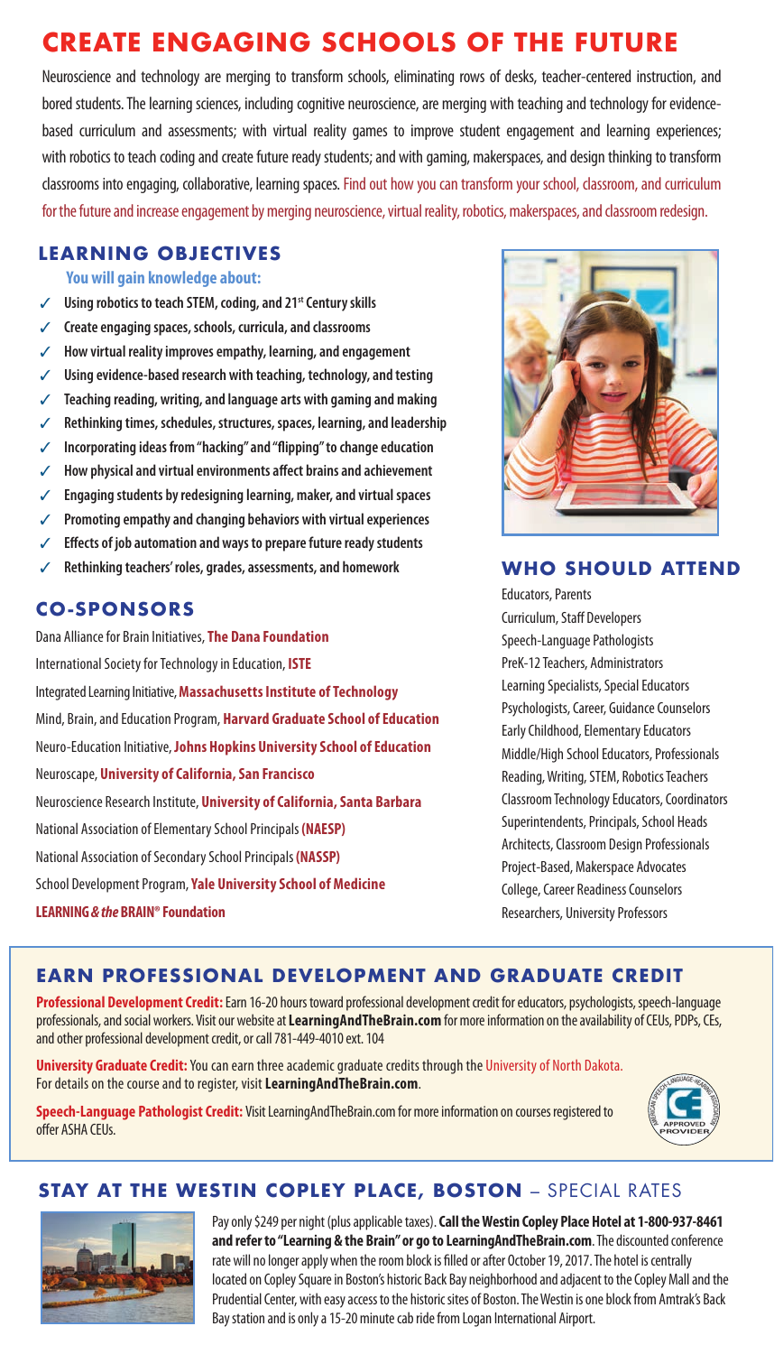# CREATE ENGAGING SCHOOLS OF THE FUTURE

Neuroscience and technology are merging to transform schools, eliminating rows of desks, teacher-centered instruction, and bored students. The learning sciences, including cognitive neuroscience, are merging with teaching and technology for evidence-based curriculum and assessments; with virtual reality games to improve student engagement and learning experiences; with robotics to teach coding and create future ready students; and with gaming, makerspaces, and design thinking to transform classrooms into engaging, collaborative, learning spaces. Find out how you can transform your school, classroom, and curriculum for the future and increase engagement by merging neuroscience, virtual reality, robotics, makerspaces, and classroom redesign.

## LEARNING OBJECTIVES

**You will gain knowledge about:**

- ✓ **Using robotics to teach STEM, coding, and 21st Century skills**
- ✓ **Create engaging spaces, schools, curricula, and classrooms**
- ✓ **How virtual reality improves empathy, learning, and engagement**
- ✓ **Using evidence-based research with teaching, technology, and testing**
- ✓ **Teaching reading, writing, and language arts with gaming and making**
- ✓ **Rethinking times, schedules, structures, spaces, learning, and leadership**
- ✓ **Incorporating ideas from "hacking" and "flipping" to change education**
- ✓ **How physical and virtual environments affect brains and achievement**
- ✓ **Engaging students by redesigning learning, maker, and virtual spaces**
- ✓ **Promoting empathy and changing behaviors with virtual experiences**
- ✓ **Effects of job automation and ways to prepare future ready students**
- ✓ **Rethinking teachers' roles, grades, assessments, and homework**

## CO-SPONSORS

Dana Alliance for Brain Initiatives, **The Dana Foundation**
International Society for Technology in Education, **ISTE**
Integrated Learning Initiative, **Massachusetts Institute of Technology**
Mind, Brain, and Education Program, **Harvard Graduate School of Education**
Neuro-Education Initiative, **Johns Hopkins University School of Education**
Neuroscape, **University of California, San Francisco**
Neuroscience Research Institute, **University of California, Santa Barbara**
National Association of Elementary School Principals **(NAESP)**
National Association of Secondary School Principals **(NASSP)**
School Development Program, **Yale University School of Medicine**
**LEARNING *& the* BRAIN® Foundation**

## WHO SHOULD ATTEND

Educators, Parents
Curriculum, Staff Developers
Speech-Language Pathologists
PreK-12 Teachers, Administrators
Learning Specialists, Special Educators
Psychologists, Career, Guidance Counselors
Early Childhood, Elementary Educators
Middle/High School Educators, Professionals
Reading, Writing, STEM, Robotics Teachers
Classroom Technology Educators, Coordinators
Superintendents, Principals, School Heads
Architects, Classroom Design Professionals
Project-Based, Makerspace Advocates
College, Career Readiness Counselors
Researchers, University Professors

## EARN PROFESSIONAL DEVELOPMENT AND GRADUATE CREDIT

**Professional Development Credit:** Earn 16-20 hours toward professional development credit for educators, psychologists, speech-language professionals, and social workers. Visit our website at **LearningAndTheBrain.com** for more information on the availability of CEUs, PDPs, CEs, and other professional development credit, or call 781-449-4010 ext. 104

**University Graduate Credit:** You can earn three academic graduate credits through the University of North Dakota. For details on the course and to register, visit **LearningAndTheBrain.com**.

**Speech-Language Pathologist Credit:** Visit LearningAndTheBrain.com for more information on courses registered to offer ASHA CEUs.

## STAY AT THE WESTIN COPLEY PLACE, BOSTON – SPECIAL RATES

Pay only $249 per night (plus applicable taxes). **Call the Westin Copley Place Hotel at 1-800-937-8461 and refer to "Learning & the Brain" or go to LearningAndTheBrain.com**. The discounted conference rate will no longer apply when the room block is filled or after October 19, 2017. The hotel is centrally located on Copley Square in Boston's historic Back Bay neighborhood and adjacent to the Copley Mall and the Prudential Center, with easy access to the historic sites of Boston. The Westin is one block from Amtrak's Back Bay station and is only a 15-20 minute cab ride from Logan International Airport.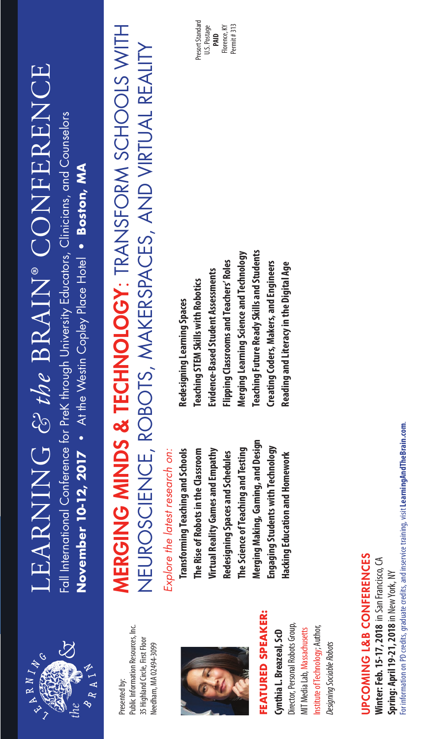# LEARNING & the BRAIN® CONFERENCE

Fall International Conference for PreK through University Educators, Clinicians, and Counselors

**November 10-12, 2017** • At the Westin Copley Place Hotel • **Boston, MA**

Presented by:
Public Information Resources, Inc.
35 Highland Circle, First Floor
Needham, MA 02494-3099

Presort Standard
U.S. Postage
**PAID**
Florence, KY
Permit # 313

## MERGING MINDS & TECHNOLOGY: TRANSFORM SCHOOLS WITH NEUROSCIENCE, ROBOTS, MAKERSPACES, AND VIRTUAL REALITY

*Explore the latest research on:*

- **Transforming Teaching and Schools**
- **The Rise of Robots in the Classroom**
- **Virtual Reality Games and Empathy**
- **Redesigning Spaces and Schedules**
- **The Science of Teaching and Testing**
- **Merging Making, Gaming, and Design**
- **Engaging Students with Technology**
- **Hacking Education and Homework**
- **Redesigning Learning Spaces**
- **Teaching STEM Skills with Robotics**
- **Evidence-Based Student Assessments**
- **Flipping Classrooms and Teachers' Roles**
- **Merging Learning Science and Technology**
- **Teaching Future Ready Skills and Students**
- **Creating Coders, Makers, and Engineers**
- **Reading and Literacy in the Digital Age**

### FEATURED SPEAKER:

**Cynthia L. Breazeal, ScD**
Director, Personal Robots Group, MIT Media Lab, Massachusetts Institute of Technology; Author, *Designing Sociable Robots*

### UPCOMING L&B CONFERENCES

**Winter: Feb. 15-17, 2018** in San Francisco, CA
**Spring: April 19-21, 2018** in New York, NY

For information on PD credits, graduate credits, and inservice training, visit **LearningAndTheBrain.com**.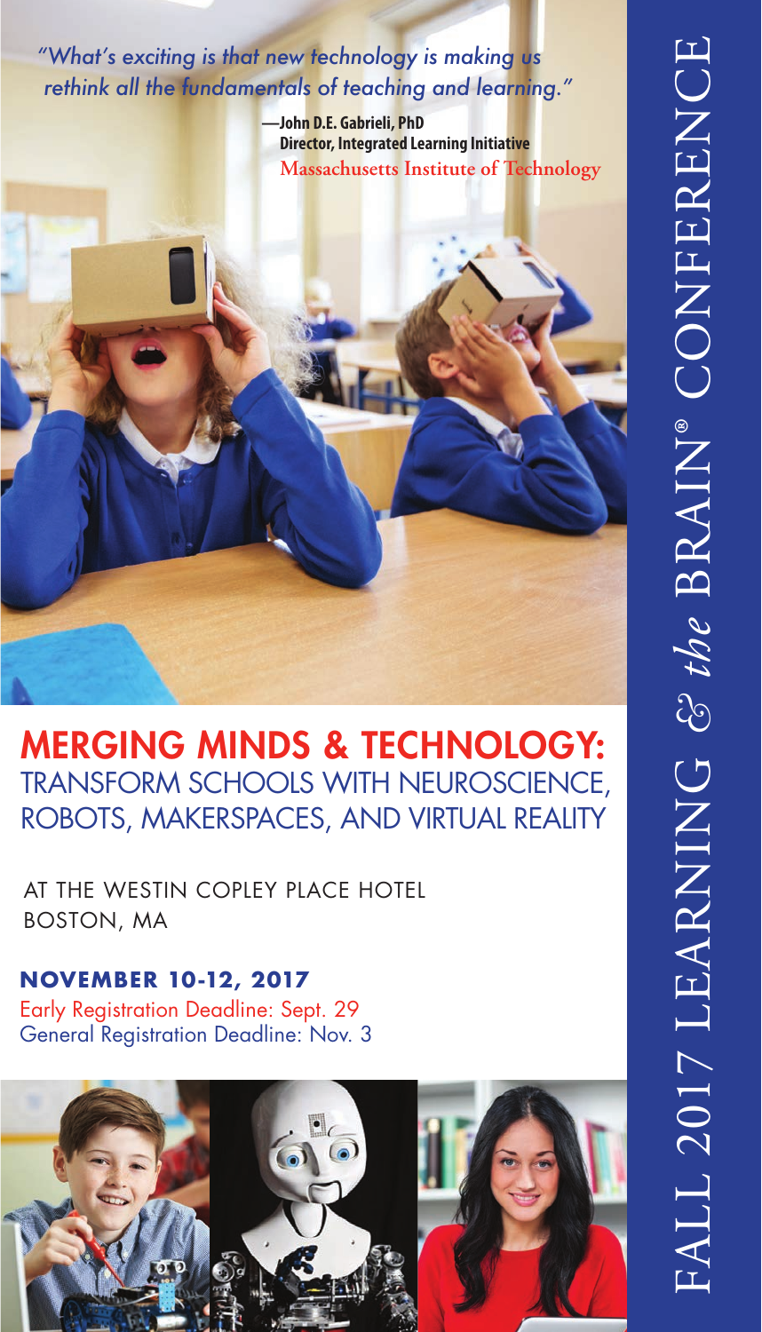*"What's exciting is that new technology is making us rethink all the fundamentals of teaching and learning."*

**—John D.E. Gabrieli, PhD**
**Director, Integrated Learning Initiative**
**Massachusetts Institute of Technology**

# MERGING MINDS & TECHNOLOGY:

## TRANSFORM SCHOOLS WITH NEUROSCIENCE, ROBOTS, MAKERSPACES, AND VIRTUAL REALITY

AT THE WESTIN COPLEY PLACE HOTEL
BOSTON, MA

**NOVEMBER 10-12, 2017**

Early Registration Deadline: Sept. 29
General Registration Deadline: Nov. 3

FALL 2017 LEARNING *& the* BRAIN® CONFERENCE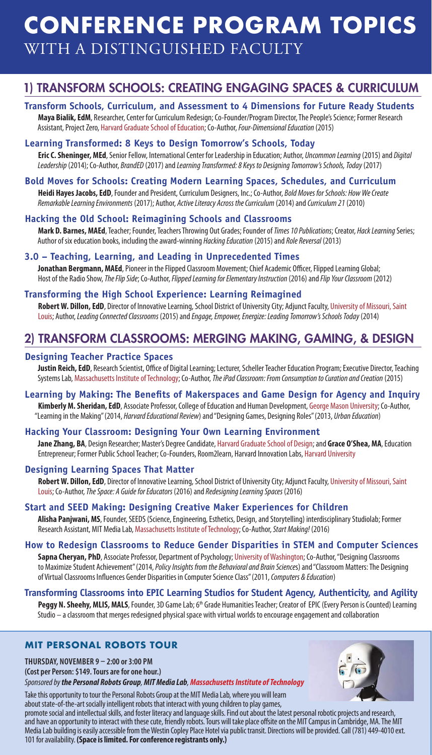# CONFERENCE PROGRAM TOPICS
WITH A DISTINGUISHED FACULTY

## 1) TRANSFORM SCHOOLS: CREATING ENGAGING SPACES & CURRICULUM

### Transform Schools, Curriculum, and Assessment to 4 Dimensions for Future Ready Students

**Maya Bialik, EdM**, Researcher, Center for Curriculum Redesign; Co-Founder/Program Director, The People's Science; Former Research Assistant, Project Zero, Harvard Graduate School of Education; Co-Author, *Four-Dimensional Education* (2015)

### Learning Transformed: 8 Keys to Design Tomorrow's Schools, Today

**Eric C. Sheninger, MEd**, Senior Fellow, International Center for Leadership in Education; Author, *Uncommon Learning* (2015) and *Digital Leadership* (2014); Co-Author, *BrandED* (2017) and *Learning Transformed: 8 Keys to Designing Tomorrow's Schools, Today* (2017)

### Bold Moves for Schools: Creating Modern Learning Spaces, Schedules, and Curriculum

**Heidi Hayes Jacobs, EdD**, Founder and President, Curriculum Designers, Inc.; Co-Author, *Bold Moves for Schools: How We Create Remarkable Learning Environments* (2017); Author, *Active Literacy Across the Curriculum* (2014) and *Curriculum 21* (2010)

### Hacking the Old School: Reimagining Schools and Classrooms

**Mark D. Barnes, MAEd**, Teacher; Founder, Teachers Throwing Out Grades; Founder of *Times 10 Publications*; Creator, *Hack Learning* Series; Author of six education books, including the award-winning *Hacking Education* (2015) and *Role Reversal* (2013)

### 3.0 – Teaching, Learning, and Leading in Unprecedented Times

**Jonathan Bergmann, MAEd**, Pioneer in the Flipped Classroom Movement; Chief Academic Officer, Flipped Learning Global; Host of the Radio Show, *The Flip Side*; Co-Author, *Flipped Learning for Elementary Instruction* (2016) and *Flip Your Classroom* (2012)

### Transforming the High School Experience: Learning Reimagined

**Robert W. Dillon, EdD**, Director of Innovative Learning, School District of University City; Adjunct Faculty, University of Missouri, Saint Louis; Author, *Leading Connected Classrooms* (2015) and *Engage, Empower, Energize: Leading Tomorrow's Schools Today* (2014)

## 2) TRANSFORM CLASSROOMS: MERGING MAKING, GAMING, & DESIGN

### Designing Teacher Practice Spaces

**Justin Reich, EdD**, Research Scientist, Office of Digital Learning; Lecturer, Scheller Teacher Education Program; Executive Director, Teaching Systems Lab, Massachusetts Institute of Technology; Co-Author, *The iPad Classroom: From Consumption to Curation and Creation* (2015)

### Learning by Making: The Benefits of Makerspaces and Game Design for Agency and Inquiry

**Kimberly M. Sheridan, EdD**, Associate Professor, College of Education and Human Development, George Mason University; Co-Author, "Learning in the Making" (2014, *Harvard Educational Review*) and "Designing Games, Designing Roles" (2013, *Urban Education*)

### Hacking Your Classroom: Designing Your Own Learning Environment

**Jane Zhang, BA**, Design Researcher; Master's Degree Candidate, Harvard Graduate School of Design; and **Grace O'Shea, MA**, Education Entrepreneur; Former Public School Teacher; Co-Founders, Room2learn, Harvard Innovation Labs, Harvard University

### Designing Learning Spaces That Matter

**Robert W. Dillon, EdD**, Director of Innovative Learning, School District of University City; Adjunct Faculty, University of Missouri, Saint Louis; Co-Author, *The Space: A Guide for Educators* (2016) and *Redesigning Learning Spaces* (2016)

### Start and SEED Making: Designing Creative Maker Experiences for Children

**Alisha Panjwani, MS**, Founder, SEEDS (Science, Engineering, Esthetics, Design, and Storytelling) interdisciplinary Studiolab; Former Research Assistant, MIT Media Lab, Massachusetts Institute of Technology; Co-Author, *Start Making!* (2016)

### How to Redesign Classrooms to Reduce Gender Disparities in STEM and Computer Sciences

**Sapna Cheryan, PhD**, Associate Professor, Department of Psychology; University of Washington; Co-Author, "Designing Classrooms to Maximize Student Achievement" (2014, *Policy Insights from the Behavioral and Brain Sciences*) and "Classroom Matters: The Designing of Virtual Classrooms Influences Gender Disparities in Computer Science Class" (2011, *Computers & Education*)

### Transforming Classrooms into EPIC Learning Studios for Student Agency, Authenticity, and Agility

**Peggy N. Sheehy, MLIS, MALS**, Founder, 3D Game Lab; 6th Grade Humanities Teacher; Creator of EPIC (Every Person is Counted) Learning Studio – a classroom that merges redesigned physical space with virtual worlds to encourage engagement and collaboration

### MIT PERSONAL ROBOTS TOUR

**THURSDAY, NOVEMBER 9 – 2:00 or 3:00 PM**
**(Cost per Person: $149. Tours are for one hour.)**
*Sponsored by* ***the Personal Robots Group, MIT Media Lab, Massachusetts Institute of Technology***

Take this opportunity to tour the Personal Robots Group at the MIT Media Lab, where you will learn about state-of-the-art socially intelligent robots that interact with young children to play games, promote social and intellectual skills, and foster literacy and language skills. Find out about the latest personal robotic projects and research, and have an opportunity to interact with these cute, friendly robots. Tours will take place offsite on the MIT Campus in Cambridge, MA. The MIT Media Lab building is easily accessible from the Westin Copley Place Hotel via public transit. Directions will be provided. Call (781) 449-4010 ext. 101 for availability. **(Space is limited. For conference registrants only.)**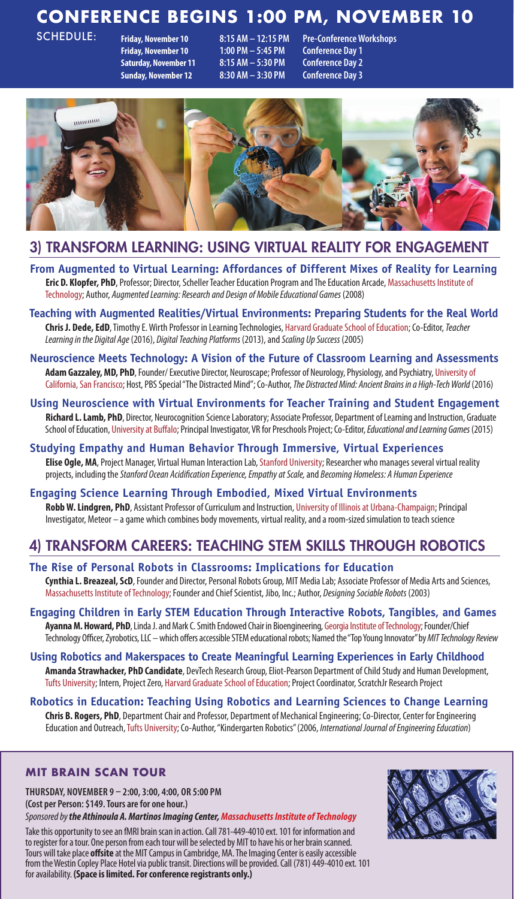# CONFERENCE BEGINS 1:00 PM, NOVEMBER 10

SCHEDULE:

| | | |
|---|---|---|
| **Friday, November 10** | **8:15 AM – 12:15 PM** | **Pre-Conference Workshops** |
| **Friday, November 10** | **1:00 PM – 5:45 PM** | **Conference Day 1** |
| **Saturday, November 11** | **8:15 AM – 5:30 PM** | **Conference Day 2** |
| **Sunday, November 12** | **8:30 AM – 3:30 PM** | **Conference Day 3** |

## 3) TRANSFORM LEARNING: USING VIRTUAL REALITY FOR ENGAGEMENT

### From Augmented to Virtual Learning: Affordances of Different Mixes of Reality for Learning

**Eric D. Klopfer, PhD**, Professor; Director, Scheller Teacher Education Program and The Education Arcade, Massachusetts Institute of Technology; Author, *Augmented Learning: Research and Design of Mobile Educational Games* (2008)

### Teaching with Augmented Realities/Virtual Environments: Preparing Students for the Real World

**Chris J. Dede, EdD**, Timothy E. Wirth Professor in Learning Technologies, Harvard Graduate School of Education; Co-Editor, *Teacher Learning in the Digital Age* (2016), *Digital Teaching Platforms* (2013), and *Scaling Up Success* (2005)

### Neuroscience Meets Technology: A Vision of the Future of Classroom Learning and Assessments

**Adam Gazzaley, MD, PhD**, Founder/ Executive Director, Neuroscape; Professor of Neurology, Physiology, and Psychiatry, University of California, San Francisco; Host, PBS Special "The Distracted Mind"; Co-Author, *The Distracted Mind: Ancient Brains in a High-Tech World* (2016)

### Using Neuroscience with Virtual Environments for Teacher Training and Student Engagement

**Richard L. Lamb, PhD**, Director, Neurocognition Science Laboratory; Associate Professor, Department of Learning and Instruction, Graduate School of Education, University at Buffalo; Principal Investigator, VR for Preschools Project; Co-Editor, *Educational and Learning Games* (2015)

### Studying Empathy and Human Behavior Through Immersive, Virtual Experiences

**Elise Ogle, MA**, Project Manager, Virtual Human Interaction Lab, Stanford University; Researcher who manages several virtual reality projects, including the *Stanford Ocean Acidification Experience, Empathy at Scale,* and *Becoming Homeless: A Human Experience*

### Engaging Science Learning Through Embodied, Mixed Virtual Environments

**Robb W. Lindgren, PhD**, Assistant Professor of Curriculum and Instruction, University of Illinois at Urbana-Champaign; Principal Investigator, Meteor – a game which combines body movements, virtual reality, and a room-sized simulation to teach science

## 4) TRANSFORM CAREERS: TEACHING STEM SKILLS THROUGH ROBOTICS

### The Rise of Personal Robots in Classrooms: Implications for Education

**Cynthia L. Breazeal, ScD**, Founder and Director, Personal Robots Group, MIT Media Lab; Associate Professor of Media Arts and Sciences, Massachusetts Institute of Technology; Founder and Chief Scientist, Jibo, Inc.; Author, *Designing Sociable Robots* (2003)

### Engaging Children in Early STEM Education Through Interactive Robots, Tangibles, and Games

**Ayanna M. Howard, PhD**, Linda J. and Mark C. Smith Endowed Chair in Bioengineering, Georgia Institute of Technology; Founder/Chief Technology Officer, Zyrobotics, LLC – which offers accessible STEM educational robots; Named the "Top Young Innovator" by *MIT Technology Review*

### Using Robotics and Makerspaces to Create Meaningful Learning Experiences in Early Childhood

**Amanda Strawhacker, PhD Candidate**, DevTech Research Group, Eliot-Pearson Department of Child Study and Human Development, Tufts University; Intern, Project Zero, Harvard Graduate School of Education; Project Coordinator, ScratchJr Research Project

### Robotics in Education: Teaching Using Robotics and Learning Sciences to Change Learning

**Chris B. Rogers, PhD**, Department Chair and Professor, Department of Mechanical Engineering; Co-Director, Center for Engineering Education and Outreach, Tufts University; Co-Author, "Kindergarten Robotics" (2006, *International Journal of Engineering Education*)

### MIT BRAIN SCAN TOUR

**THURSDAY, NOVEMBER 9 – 2:00, 3:00, 4:00, OR 5:00 PM**
**(Cost per Person: $149. Tours are for one hour.)**
*Sponsored by* ***the Athinoula A. Martinos Imaging Center, Massachusetts Institute of Technology***

Take this opportunity to see an fMRI brain scan in action. Call 781-449-4010 ext. 101 for information and to register for a tour. One person from each tour will be selected by MIT to have his or her brain scanned. Tours will take place **offsite** at the MIT Campus in Cambridge, MA. The Imaging Center is easily accessible from the Westin Copley Place Hotel via public transit. Directions will be provided. Call (781) 449-4010 ext. 101 for availability. **(Space is limited. For conference registrants only.)**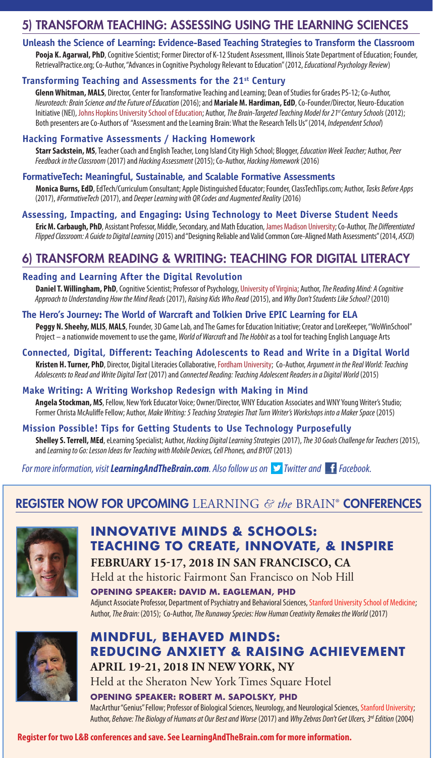## 5) TRANSFORM TEACHING: ASSESSING USING THE LEARNING SCIENCES

### Unleash the Science of Learning: Evidence-Based Teaching Strategies to Transform the Classroom

**Pooja K. Agarwal, PhD**, Cognitive Scientist; Former Director of K-12 Student Assessment, Illinois State Department of Education; Founder, RetrievalPractice.org; Co-Author, "Advances in Cognitive Psychology Relevant to Education" (2012, *Educational Psychology Review*)

### Transforming Teaching and Assessments for the 21st Century

**Glenn Whitman, MALS**, Director, Center for Transformative Teaching and Learning; Dean of Studies for Grades PS-12; Co-Author, *Neuroteach: Brain Science and the Future of Education* (2016); and **Mariale M. Hardiman, EdD**, Co-Founder/Director, Neuro-Education Initiative (NEI), Johns Hopkins University School of Education; Author, *The Brain-Targeted Teaching Model for 21st Century Schools* (2012); Both presenters are Co-Authors of "Assessment and the Learning Brain: What the Research Tells Us" (2014, *Independent School*)

### Hacking Formative Assessments / Hacking Homework

**Starr Sackstein, MS**, Teacher Coach and English Teacher, Long Island City High School; Blogger, *Education Week Teacher;* Author, *Peer Feedback in the Classroom* (2017) and *Hacking Assessment* (2015); Co-Author, *Hacking Homework* (2016)

### FormativeTech: Meaningful, Sustainable, and Scalable Formative Assessments

**Monica Burns, EdD**, EdTech/Curriculum Consultant; Apple Distinguished Educator; Founder, ClassTechTips.com; Author, *Tasks Before Apps* (2017), *#FormativeTech* (2017), and *Deeper Learning with QR Codes and Augmented Reality* (2016)

### Assessing, Impacting, and Engaging: Using Technology to Meet Diverse Student Needs

**Eric M. Carbaugh, PhD**, Assistant Professor, Middle, Secondary, and Math Education, James Madison University; Co-Author, *The Differentiated Flipped Classroom: A Guide to Digital Learning* (2015) and "Designing Reliable and Valid Common Core-Aligned Math Assessments" (2014, *ASCD*)

## 6) TRANSFORM READING & WRITING: TEACHING FOR DIGITAL LITERACY

### Reading and Learning After the Digital Revolution

**Daniel T. Willingham, PhD**, Cognitive Scientist; Professor of Psychology, University of Virginia; Author, *The Reading Mind: A Cognitive Approach to Understanding How the Mind Reads* (2017), *Raising Kids Who Read* (2015), and *Why Don't Students Like School?* (2010)

### The Hero's Journey: The World of Warcraft and Tolkien Drive EPIC Learning for ELA

**Peggy N. Sheehy, MLIS, MALS**, Founder, 3D Game Lab, and The Games for Education Initiative; Creator and LoreKeeper, "WoWinSchool" Project – a nationwide movement to use the game, *World of Warcraft* and *The Hobbit* as a tool for teaching English Language Arts

### Connected, Digital, Different: Teaching Adolescents to Read and Write in a Digital World

**Kristen H. Turner, PhD**, Director, Digital Literacies Collaborative, Fordham University; Co-Author, *Argument in the Real World: Teaching Adolescents to Read and Write Digital Text* (2017) and *Connected Reading: Teaching Adolescent Readers in a Digital World* (2015)

### Make Writing: A Writing Workshop Redesign with Making in Mind

**Angela Stockman, MS**, Fellow, New York Educator Voice; Owner/Director, WNY Education Associates and WNY Young Writer's Studio; Former Christa McAuliffe Fellow; Author, *Make Writing: 5 Teaching Strategies That Turn Writer's Workshops into a Maker Space* (2015)

### Mission Possible! Tips for Getting Students to Use Technology Purposefully

**Shelley S. Terrell, MEd**, eLearning Specialist; Author, *Hacking Digital Learning Strategies* (2017), *The 30 Goals Challenge for Teachers* (2015), and *Learning to Go: Lesson Ideas for Teaching with Mobile Devices, Cell Phones, and BYOT* (2013)

*For more information, visit **LearningAndTheBrain.com**. Also follow us on Twitter and Facebook.*

## REGISTER NOW FOR UPCOMING LEARNING *& the* BRAIN® CONFERENCES

### INNOVATIVE MINDS & SCHOOLS: TEACHING TO CREATE, INNOVATE, & INSPIRE

**FEBRUARY 15-17, 2018 IN SAN FRANCISCO, CA**

Held at the historic Fairmont San Francisco on Nob Hill

**OPENING SPEAKER: DAVID M. EAGLEMAN, PHD**

Adjunct Associate Professor, Department of Psychiatry and Behavioral Sciences, Stanford University School of Medicine; Author, *The Brain:* (2015); Co-Author, *The Runaway Species: How Human Creativity Remakes the World* (2017)

### MINDFUL, BEHAVED MINDS: REDUCING ANXIETY & RAISING ACHIEVEMENT

**APRIL 19-21, 2018 IN NEW YORK, NY**

Held at the Sheraton New York Times Square Hotel

**OPENING SPEAKER: ROBERT M. SAPOLSKY, PHD**

MacArthur "Genius" Fellow; Professor of Biological Sciences, Neurology, and Neurological Sciences, Stanford University; Author, *Behave: The Biology of Humans at Our Best and Worse* (2017) and *Why Zebras Don't Get Ulcers, 3rd Edition* (2004)

**Register for two L&B conferences and save. See LearningAndTheBrain.com for more information.**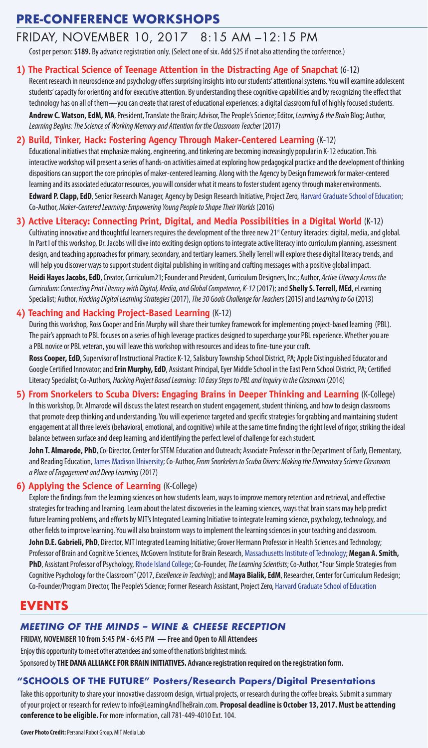# PRE-CONFERENCE WORKSHOPS

## FRIDAY, NOVEMBER 10, 2017 8:15 AM –12:15 PM

Cost per person: $189. By advance registration only. (Select one of six. Add $25 if not also attending the conference.)

### 1) The Practical Science of Teenage Attention in the Distracting Age of Snapchat (6-12)

Recent research in neuroscience and psychology offers surprising insights into our students' attentional systems. You will examine adolescent students' capacity for orienting and for executive attention. By understanding these cognitive capabilities and by recognizing the effect that technology has on all of them—you can create that rarest of educational experiences: a digital classroom full of highly focused students.

**Andrew C. Watson, EdM, MA**, President, Translate the Brain; Advisor, The People's Science; Editor, *Learning & the Brain* Blog; Author, *Learning Begins: The Science of Working Memory and Attention for the Classroom Teacher* (2017)

### 2) Build, Tinker, Hack: Fostering Agency Through Maker-Centered Learning (K-12)

Educational initiatives that emphasize making, engineering, and tinkering are becoming increasingly popular in K-12 education. This interactive workshop will present a series of hands-on activities aimed at exploring how pedagogical practice and the development of thinking dispositions can support the core principles of maker-centered learning. Along with the Agency by Design framework for maker-centered learning and its associated educator resources, you will consider what it means to foster student agency through maker environments.

**Edward P. Clapp, EdD**, Senior Research Manager, Agency by Design Research Initiative, Project Zero, Harvard Graduate School of Education; Co-Author, *Maker-Centered Learning: Empowering Young People to Shape Their Worlds* (2016)

### 3) Active Literacy: Connecting Print, Digital, and Media Possibilities in a Digital World (K-12)

Cultivating innovative and thoughtful learners requires the development of the three new 21st Century literacies: digital, media, and global. In Part I of this workshop, Dr. Jacobs will dive into exciting design options to integrate active literacy into curriculum planning, assessment design, and teaching approaches for primary, secondary, and tertiary learners. Shelly Terrell will explore these digital literacy trends, and will help you discover ways to support student digital publishing in writing and crafting messages with a positive global impact.

**Heidi Hayes Jacobs, EdD**, Creator, Curriculum21; Founder and President, Curriculum Designers, Inc.; Author, *Active Literacy Across the Curriculum: Connecting Print Literacy with Digital, Media, and Global Competence, K-12* (2017); and **Shelly S. Terrell, MEd**, eLearning Specialist; Author, *Hacking Digital Learning Strategies* (2017), *The 30 Goals Challenge for Teachers* (2015) and *Learning to Go* (2013)

### 4) Teaching and Hacking Project-Based Learning (K-12)

During this workshop, Ross Cooper and Erin Murphy will share their turnkey framework for implementing project-based learning (PBL). The pair's approach to PBL focuses on a series of high leverage practices designed to supercharge your PBL experience. Whether you are a PBL novice or PBL veteran, you will leave this workshop with resources and ideas to fine-tune your craft.

**Ross Cooper, EdD**, Supervisor of Instructional Practice K-12, Salisbury Township School District, PA; Apple Distinguished Educator and Google Certified Innovator; and **Erin Murphy, EdD**, Assistant Principal, Eyer Middle School in the East Penn School District, PA; Certified Literacy Specialist; Co-Authors, *Hacking Project Based Learning: 10 Easy Steps to PBL and Inquiry in the Classroom* (2016)

### 5) From Snorkelers to Scuba Divers: Engaging Brains in Deeper Thinking and Learning (K-College)

In this workshop, Dr. Almarode will discuss the latest research on student engagement, student thinking, and how to design classrooms that promote deep thinking and understanding. You will experience targeted and specific strategies for grabbing and maintaining student engagement at all three levels (behavioral, emotional, and cognitive) while at the same time finding the right level of rigor, striking the ideal balance between surface and deep learning, and identifying the perfect level of challenge for each student.

**John T. Almarode, PhD**, Co-Director, Center for STEM Education and Outreach; Associate Professor in the Department of Early, Elementary, and Reading Education, James Madison University; Co-Author, *From Snorkelers to Scuba Divers: Making the Elementary Science Classroom a Place of Engagement and Deep Learning* (2017)

### 6) Applying the Science of Learning (K-College)

Explore the findings from the learning sciences on how students learn, ways to improve memory retention and retrieval, and effective strategies for teaching and learning. Learn about the latest discoveries in the learning sciences, ways that brain scans may help predict future learning problems, and efforts by MIT's Integrated Learning Initiative to integrate learning science, psychology, technology, and other fields to improve learning. You will also brainstorm ways to implement the learning sciences in your teaching and classroom.

**John D.E. Gabrieli, PhD**, Director, MIT Integrated Learning Initiative; Grover Hermann Professor in Health Sciences and Technology; Professor of Brain and Cognitive Sciences, McGovern Institute for Brain Research, Massachusetts Institute of Technology; **Megan A. Smith, PhD**, Assistant Professor of Psychology, Rhode Island College; Co-Founder, *The Learning Scientists*; Co-Author, "Four Simple Strategies from Cognitive Psychology for the Classroom" (2017, *Excellence in Teaching*); and **Maya Bialik, EdM**, Researcher, Center for Curriculum Redesign; Co-Founder/Program Director, The People's Science; Former Research Assistant, Project Zero, Harvard Graduate School of Education

# EVENTS

### *MEETING OF THE MINDS – WINE & CHEESE RECEPTION*

**FRIDAY, NOVEMBER 10 from 5:45 PM - 6:45 PM — Free and Open to All Attendees**

Enjoy this opportunity to meet other attendees and some of the nation's brightest minds.

Sponsored by **THE DANA ALLIANCE FOR BRAIN INITIATIVES. Advance registration required on the registration form.**

### "SCHOOLS OF THE FUTURE" Posters/Research Papers/Digital Presentations

Take this opportunity to share your innovative classroom design, virtual projects, or research during the coffee breaks. Submit a summary of your project or research for review to info@LearningAndTheBrain.com. **Proposal deadline is October 13, 2017. Must be attending conference to be eligible.** For more information, call 781-449-4010 Ext. 104.

**Cover Photo Credit:** Personal Robot Group, MIT Media Lab